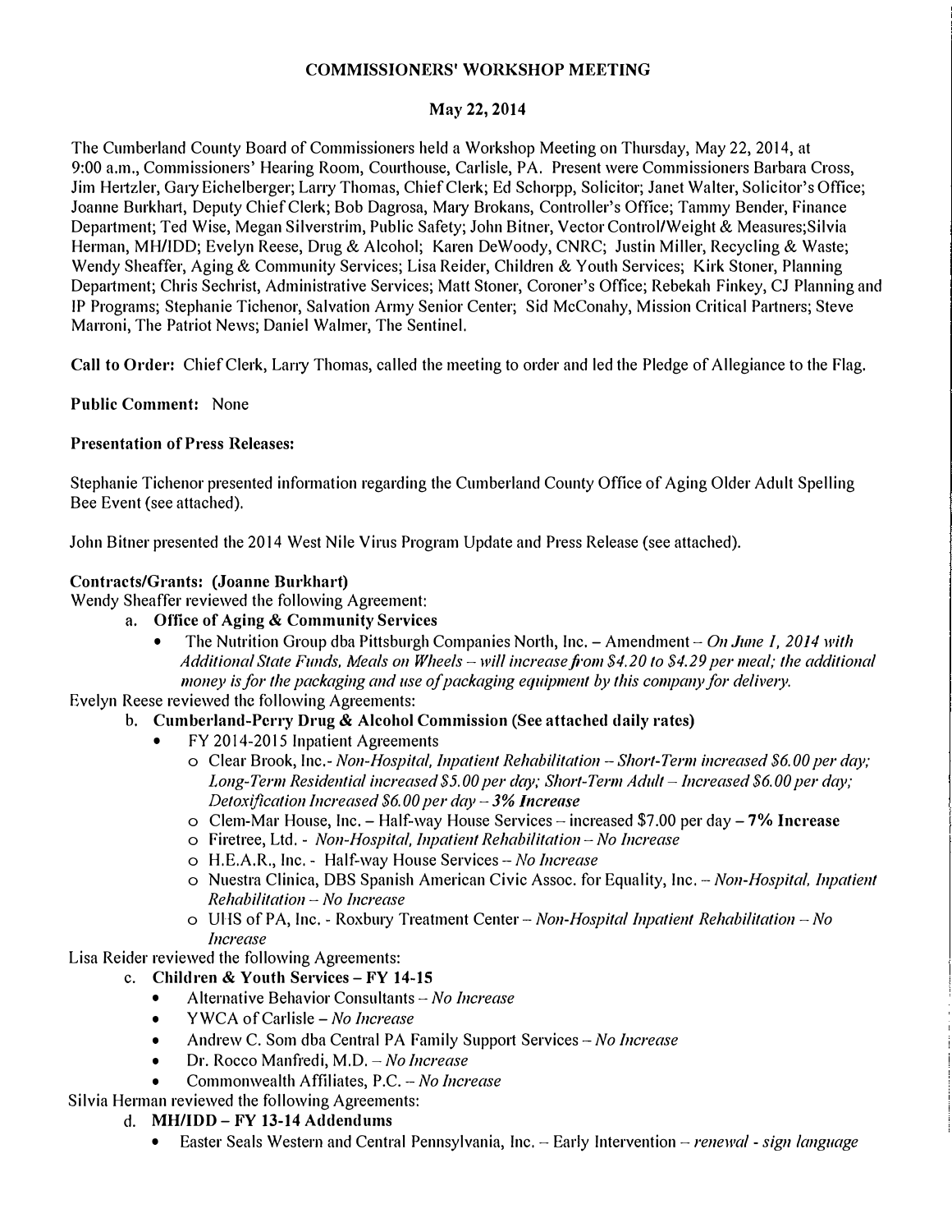# COMMISSIONERS' WORKSHOP MEETING

## May 22, 2014

The Cumberland County Board of Commissioners held a Workshop Meeting on Thursday, May 22, 2014, at 9:00 a.m., Commissioners' Hearing Room, Courthouse, Carlisle, PA. Present were Commissioners Barbara Cross, Jim Hertzler, Gary Eichelberger; Larry Thomas, Chief Clerk; Ed Schorpp, Solicitor; Janet Walter, Solicitor's Office; Joanne Burkhart, Deputy Chief Clerk; Bob Dagrosa, Mary Brokans, Controller's Office; Tammy Bender, Finance Department; Ted Wise, Megan Silverstrim, Public Safety; John Bitner, Vector Control/Weight & Measures;Silvia Herman, MH/IDD; Evelyn Reese, Drug & Alcohol; Karen DeWoody, CNRC; Justin Miller, Recycling & Waste; Wendy Sheaffer, Aging & Community Services; Lisa Reider, Children & Youth Services; Kirk Stoner, Planning Department; Chris Sechrist, Administrative Services; Matt Stoner, Coroner's Office; Rebekah Finkey, CJ Planning and IP Programs; Stephanie Tichenor, Salvation Army Senior Center; Sid McConahy, Mission Critical Partners; Steve Marroni, The Patriot News; Daniel Walmer, The Sentinel.

**Call to Order:** Chief Clerk, Larry Thomas, called the meeting to order and led the Pledge of Allegiance to the Flag.

**Public Comment:** None

**Presentation of Press Releases:**

Stephanie Tichenor presented information regarding the Cumberland County Office of Aging Older Adult Spelling Bee Event (see attached).

John Bitner presented the 2014 West Nile Virus Program Update and Press Release (see attached).

**Contracts/Grants: (Joanne Burkhart)**

Wendy Sheaffer reviewed the following Agreement:

a. **Office of Aging & Community Services**
   - The Nutrition Group dba Pittsburgh Companies North, Inc. – Amendment – *On June 1, 2014 with Additional State Funds, Meals on Wheels – will increase from $4.20 to $4.29 per meal; the additional money is for the packaging and use of packaging equipment by this company for delivery.*

Evelyn Reese reviewed the following Agreements:

b. **Cumberland-Perry Drug & Alcohol Commission (See attached daily rates)**
   - FY 2014-2015 Inpatient Agreements
     - Clear Brook, Inc.- *Non-Hospital, Inpatient Rehabilitation – Short-Term increased $6.00 per day; Long-Term Residential increased $5.00 per day; Short-Term Adult – Increased $6.00 per day; Detoxification Increased $6.00 per day – **3% Increase***
     - Clem-Mar House, Inc. – Half-way House Services – increased $7.00 per day – **7% Increase**
     - Firetree, Ltd. - *Non-Hospital, Inpatient Rehabilitation – No Increase*
     - H.E.A.R., Inc. - Half-way House Services – *No Increase*
     - Nuestra Clinica, DBS Spanish American Civic Assoc. for Equality, Inc. – *Non-Hospital, Inpatient Rehabilitation – No Increase*
     - UHS of PA, Inc. - Roxbury Treatment Center – *Non-Hospital Inpatient Rehabilitation – No Increase*

Lisa Reider reviewed the following Agreements:

c. **Children & Youth Services – FY 14-15**
   - Alternative Behavior Consultants – *No Increase*
   - YWCA of Carlisle – *No Increase*
   - Andrew C. Som dba Central PA Family Support Services – *No Increase*
   - Dr. Rocco Manfredi, M.D. – *No Increase*
   - Commonwealth Affiliates, P.C. – *No Increase*

Silvia Herman reviewed the following Agreements:

d. **MH/IDD – FY 13-14 Addendums**
   - Easter Seals Western and Central Pennsylvania, Inc. – Early Intervention – *renewal - sign language*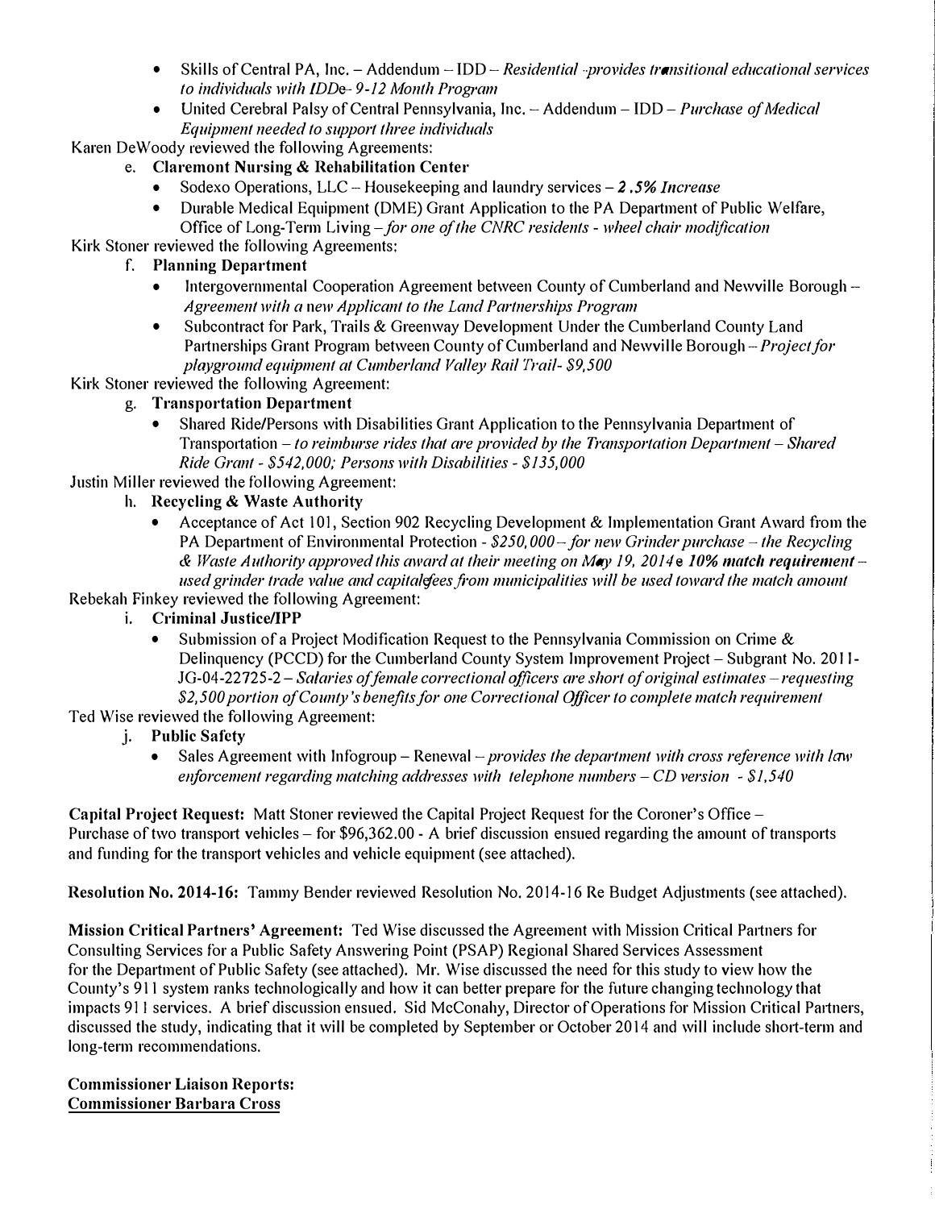- Skills of Central PA, Inc. – Addendum – IDD – *Residential -provides transitional educational services to individuals with IDDe- 9-12 Month Program*
- United Cerebral Palsy of Central Pennsylvania, Inc. – Addendum – IDD – *Purchase of Medical Equipment needed to support three individuals*

Karen DeWoody reviewed the following Agreements:

e. **Claremont Nursing & Rehabilitation Center**
   - Sodexo Operations, LLC – Housekeeping and laundry services – ***2.5% Increase***
   - Durable Medical Equipment (DME) Grant Application to the PA Department of Public Welfare, Office of Long-Term Living – *for one of the CNRC residents - wheel chair modification*

Kirk Stoner reviewed the following Agreements:

f. **Planning Department**
   - Intergovernmental Cooperation Agreement between County of Cumberland and Newville Borough – *Agreement with a new Applicant to the Land Partnerships Program*
   - Subcontract for Park, Trails & Greenway Development Under the Cumberland County Land Partnerships Grant Program between County of Cumberland and Newville Borough – *Project for playground equipment at Cumberland Valley Rail Trail- $9,500*

Kirk Stoner reviewed the following Agreement:

g. **Transportation Department**
   - Shared Ride/Persons with Disabilities Grant Application to the Pennsylvania Department of Transportation – *to reimburse rides that are provided by the Transportation Department – Shared Ride Grant - $542,000; Persons with Disabilities - $135,000*

Justin Miller reviewed the following Agreement:

h. **Recycling & Waste Authority**
   - Acceptance of Act 101, Section 902 Recycling Development & Implementation Grant Award from the PA Department of Environmental Protection - *$250,000 – for new Grinder purchase – the Recycling & Waste Authority approved this award at their meeting on May 19, 2014* e ***10% match requirement*** – *used grinder trade value and capital fees from municipalities will be used toward the match amount*

Rebekah Finkey reviewed the following Agreement:

i. **Criminal Justice/IPP**
   - Submission of a Project Modification Request to the Pennsylvania Commission on Crime & Delinquency (PCCD) for the Cumberland County System Improvement Project – Subgrant No. 2011-JG-04-22725-2 – *Salaries of female correctional officers are short of original estimates – requesting $2,500 portion of County's benefits for one Correctional Officer to complete match requirement*

Ted Wise reviewed the following Agreement:

j. **Public Safety**
   - Sales Agreement with Infogroup – Renewal – *provides the department with cross reference with law enforcement regarding matching addresses with telephone numbers – CD version - $1,540*

**Capital Project Request:** Matt Stoner reviewed the Capital Project Request for the Coroner's Office – Purchase of two transport vehicles – for $96,362.00 - A brief discussion ensued regarding the amount of transports and funding for the transport vehicles and vehicle equipment (see attached).

**Resolution No. 2014-16:** Tammy Bender reviewed Resolution No. 2014-16 Re Budget Adjustments (see attached).

**Mission Critical Partners' Agreement:** Ted Wise discussed the Agreement with Mission Critical Partners for Consulting Services for a Public Safety Answering Point (PSAP) Regional Shared Services Assessment for the Department of Public Safety (see attached). Mr. Wise discussed the need for this study to view how the County's 911 system ranks technologically and how it can better prepare for the future changing technology that impacts 911 services. A brief discussion ensued. Sid McConahy, Director of Operations for Mission Critical Partners, discussed the study, indicating that it will be completed by September or October 2014 and will include short-term and long-term recommendations.

**Commissioner Liaison Reports:**

**Commissioner Barbara Cross**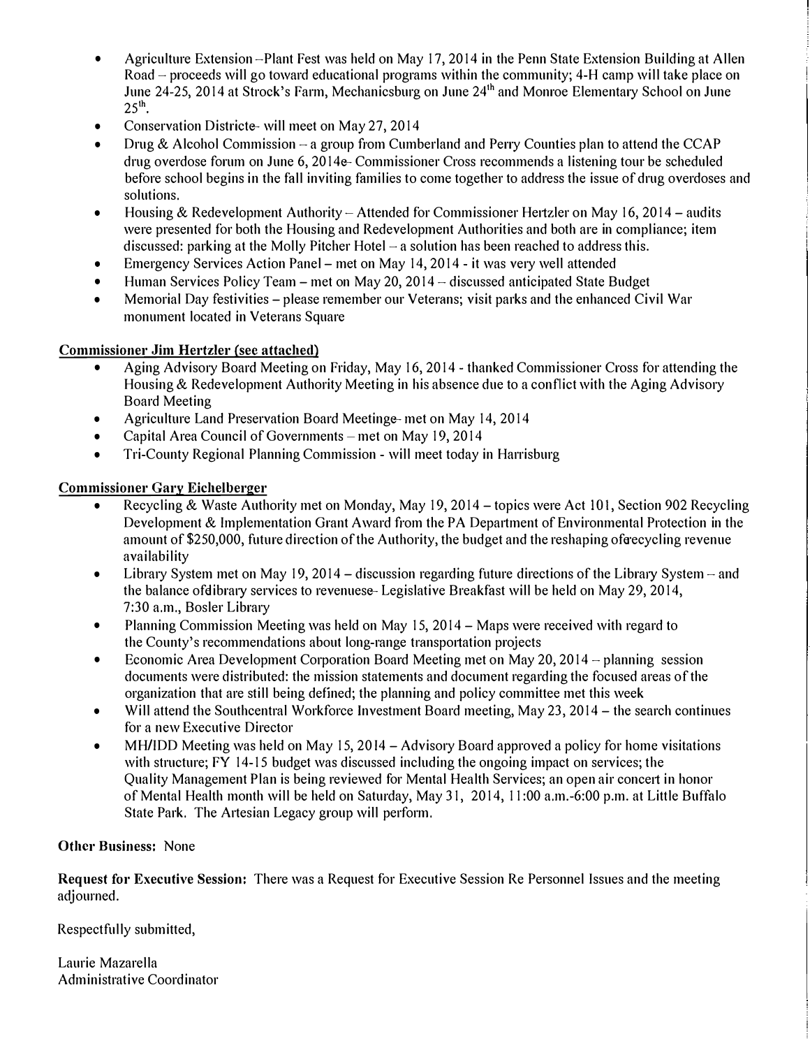- Agriculture Extension –Plant Fest was held on May 17, 2014 in the Penn State Extension Building at Allen Road – proceeds will go toward educational programs within the community; 4-H camp will take place on June 24-25, 2014 at Strock's Farm, Mechanicsburg on June 24th and Monroe Elementary School on June 25th.
- Conservation Districte- will meet on May 27, 2014
- Drug & Alcohol Commission – a group from Cumberland and Perry Counties plan to attend the CCAP drug overdose forum on June 6, 2014e- Commissioner Cross recommends a listening tour be scheduled before school begins in the fall inviting families to come together to address the issue of drug overdoses and solutions.
- Housing & Redevelopment Authority – Attended for Commissioner Hertzler on May 16, 2014 – audits were presented for both the Housing and Redevelopment Authorities and both are in compliance; item discussed: parking at the Molly Pitcher Hotel – a solution has been reached to address this.
- Emergency Services Action Panel – met on May 14, 2014 - it was very well attended
- Human Services Policy Team – met on May 20, 2014 – discussed anticipated State Budget
- Memorial Day festivities – please remember our Veterans; visit parks and the enhanced Civil War monument located in Veterans Square

**Commissioner Jim Hertzler (see attached)**

- Aging Advisory Board Meeting on Friday, May 16, 2014 - thanked Commissioner Cross for attending the Housing & Redevelopment Authority Meeting in his absence due to a conflict with the Aging Advisory Board Meeting
- Agriculture Land Preservation Board Meetinge- met on May 14, 2014
- Capital Area Council of Governments – met on May 19, 2014
- Tri-County Regional Planning Commission - will meet today in Harrisburg

**Commissioner Gary Eichelberger**

- Recycling & Waste Authority met on Monday, May 19, 2014 – topics were Act 101, Section 902 Recycling Development & Implementation Grant Award from the PA Department of Environmental Protection in the amount of $250,000, future direction of the Authority, the budget and the reshaping ofarecycling revenue availability
- Library System met on May 19, 2014 – discussion regarding future directions of the Library System – and the balance ofdibrary services to revenuese- Legislative Breakfast will be held on May 29, 2014, 7:30 a.m., Bosler Library
- Planning Commission Meeting was held on May 15, 2014 – Maps were received with regard to the County's recommendations about long-range transportation projects
- Economic Area Development Corporation Board Meeting met on May 20, 2014 – planning session documents were distributed: the mission statements and document regarding the focused areas of the organization that are still being defined; the planning and policy committee met this week
- Will attend the Southcentral Workforce Investment Board meeting, May 23, 2014 – the search continues for a new Executive Director
- MH/IDD Meeting was held on May 15, 2014 – Advisory Board approved a policy for home visitations with structure; FY 14-15 budget was discussed including the ongoing impact on services; the Quality Management Plan is being reviewed for Mental Health Services; an open air concert in honor of Mental Health month will be held on Saturday, May 31, 2014, 11:00 a.m.-6:00 p.m. at Little Buffalo State Park. The Artesian Legacy group will perform.

**Other Business:** None

**Request for Executive Session:** There was a Request for Executive Session Re Personnel Issues and the meeting adjourned.

Respectfully submitted,

Laurie Mazarella
Administrative Coordinator